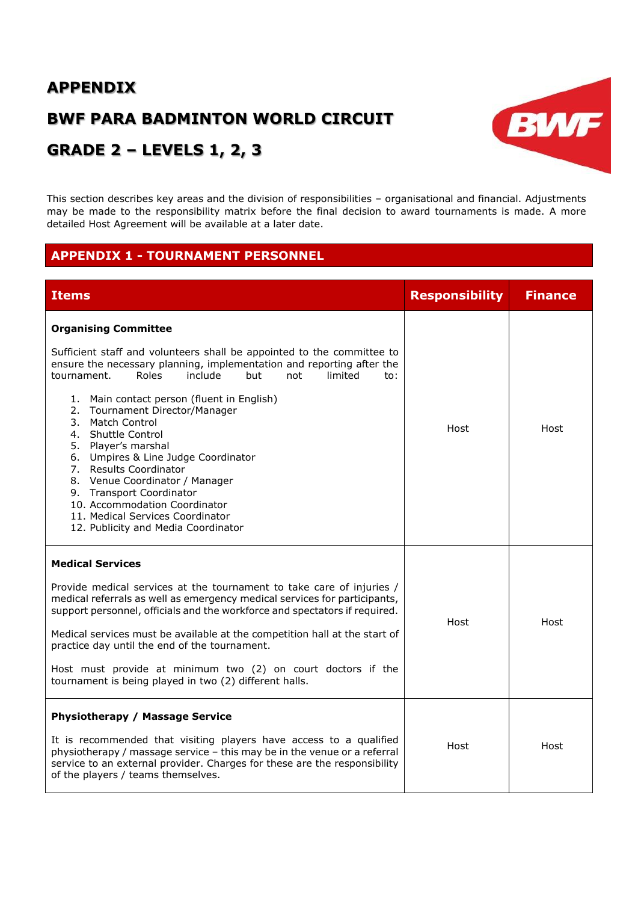# APPENDIX

# BWF PARA BADMINTON WORLD CIRCUIT

# GRADE 2 – LEVELS 1, 2, 3

This section describes key areas and the division of responsibilities – organisational and financial. Adjustments may be made to the responsibility matrix before the final decision to award tournaments is made. A more detailed Host Agreement will be available at a later date.

## APPENDIX 1 - TOURNAMENT PERSONNEL

| Items | Responsibility | Finance |
|---|---|---|
| **Organising Committee**<br><br>Sufficient staff and volunteers shall be appointed to the committee to ensure the necessary planning, implementation and reporting after the tournament. Roles include but not limited to:<br><br>1. Main contact person (fluent in English)<br>2. Tournament Director/Manager<br>3. Match Control<br>4. Shuttle Control<br>5. Player's marshal<br>6. Umpires & Line Judge Coordinator<br>7. Results Coordinator<br>8. Venue Coordinator / Manager<br>9. Transport Coordinator<br>10. Accommodation Coordinator<br>11. Medical Services Coordinator<br>12. Publicity and Media Coordinator | Host | Host |
| **Medical Services**<br><br>Provide medical services at the tournament to take care of injuries / medical referrals as well as emergency medical services for participants, support personnel, officials and the workforce and spectators if required.<br><br>Medical services must be available at the competition hall at the start of practice day until the end of the tournament.<br><br>Host must provide at minimum two (2) on court doctors if the tournament is being played in two (2) different halls. | Host | Host |
| **Physiotherapy / Massage Service**<br><br>It is recommended that visiting players have access to a qualified physiotherapy / massage service – this may be in the venue or a referral service to an external provider. Charges for these are the responsibility of the players / teams themselves. | Host | Host |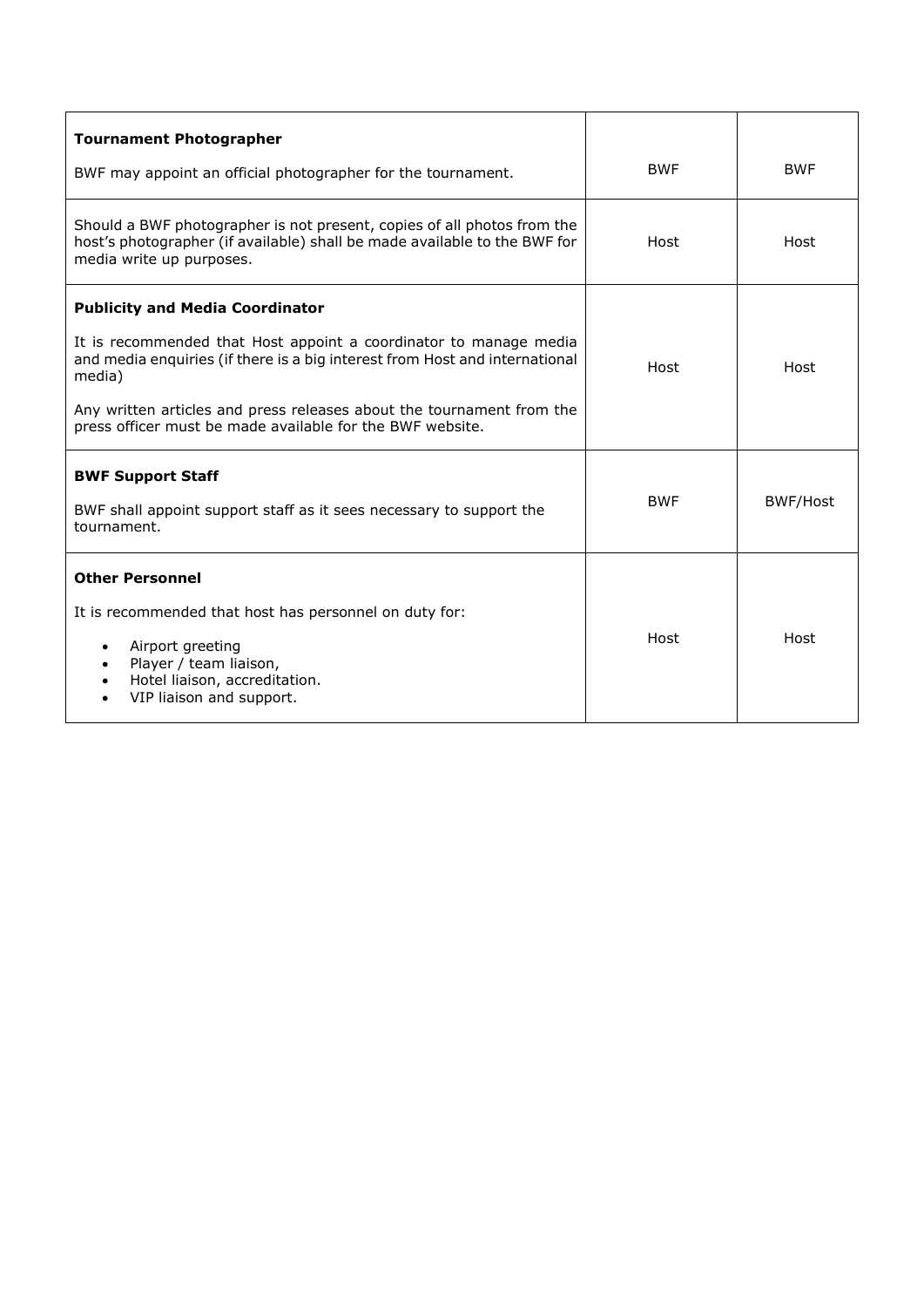| | | |
|---|---|---|
| **Tournament Photographer**<br><br>BWF may appoint an official photographer for the tournament. | BWF | BWF |
| Should a BWF photographer is not present, copies of all photos from the host's photographer (if available) shall be made available to the BWF for media write up purposes. | Host | Host |
| **Publicity and Media Coordinator**<br><br>It is recommended that Host appoint a coordinator to manage media and media enquiries (if there is a big interest from Host and international media)<br><br>Any written articles and press releases about the tournament from the press officer must be made available for the BWF website. | Host | Host |
| **BWF Support Staff**<br><br>BWF shall appoint support staff as it sees necessary to support the tournament. | BWF | BWF/Host |
| **Other Personnel**<br><br>It is recommended that host has personnel on duty for:<br><br>• Airport greeting<br>• Player / team liaison,<br>• Hotel liaison, accreditation.<br>• VIP liaison and support. | Host | Host |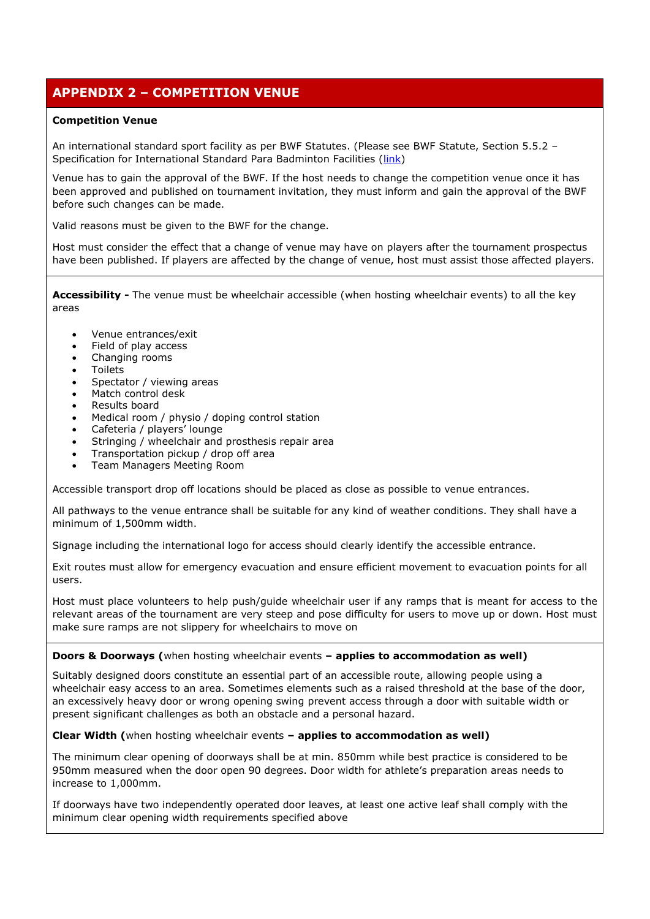## APPENDIX 2 – COMPETITION VENUE

**Competition Venue**

An international standard sport facility as per BWF Statutes. (Please see BWF Statute, Section 5.5.2 – Specification for International Standard Para Badminton Facilities (link)

Venue has to gain the approval of the BWF. If the host needs to change the competition venue once it has been approved and published on tournament invitation, they must inform and gain the approval of the BWF before such changes can be made.

Valid reasons must be given to the BWF for the change.

Host must consider the effect that a change of venue may have on players after the tournament prospectus have been published. If players are affected by the change of venue, host must assist those affected players.

**Accessibility -** The venue must be wheelchair accessible (when hosting wheelchair events) to all the key areas

- Venue entrances/exit
- Field of play access
- Changing rooms
- Toilets
- Spectator / viewing areas
- Match control desk
- Results board
- Medical room / physio / doping control station
- Cafeteria / players' lounge
- Stringing / wheelchair and prosthesis repair area
- Transportation pickup / drop off area
- Team Managers Meeting Room

Accessible transport drop off locations should be placed as close as possible to venue entrances.

All pathways to the venue entrance shall be suitable for any kind of weather conditions. They shall have a minimum of 1,500mm width.

Signage including the international logo for access should clearly identify the accessible entrance.

Exit routes must allow for emergency evacuation and ensure efficient movement to evacuation points for all users.

Host must place volunteers to help push/guide wheelchair user if any ramps that is meant for access to the relevant areas of the tournament are very steep and pose difficulty for users to move up or down. Host must make sure ramps are not slippery for wheelchairs to move on

**Doors & Doorways (**when hosting wheelchair events **– applies to accommodation as well)**

Suitably designed doors constitute an essential part of an accessible route, allowing people using a wheelchair easy access to an area. Sometimes elements such as a raised threshold at the base of the door, an excessively heavy door or wrong opening swing prevent access through a door with suitable width or present significant challenges as both an obstacle and a personal hazard.

**Clear Width (**when hosting wheelchair events **– applies to accommodation as well)**

The minimum clear opening of doorways shall be at min. 850mm while best practice is considered to be 950mm measured when the door open 90 degrees. Door width for athlete's preparation areas needs to increase to 1,000mm.

If doorways have two independently operated door leaves, at least one active leaf shall comply with the minimum clear opening width requirements specified above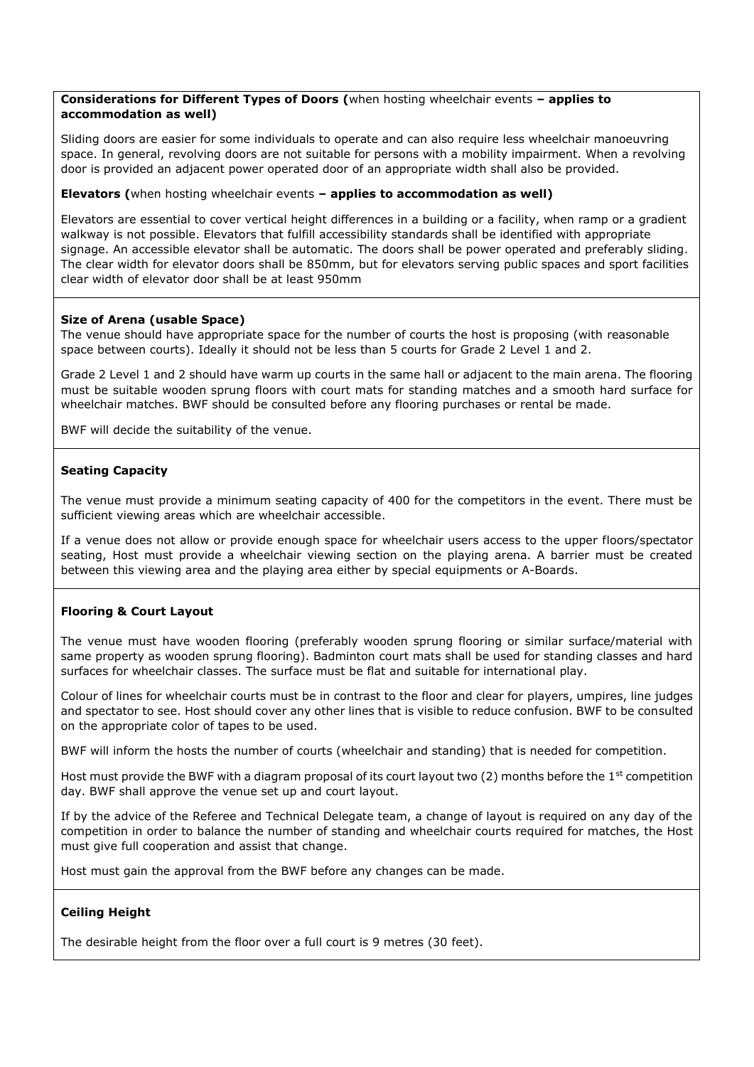**Considerations for Different Types of Doors (**when hosting wheelchair events **– applies to accommodation as well)**

Sliding doors are easier for some individuals to operate and can also require less wheelchair manoeuvring space. In general, revolving doors are not suitable for persons with a mobility impairment. When a revolving door is provided an adjacent power operated door of an appropriate width shall also be provided.

**Elevators (**when hosting wheelchair events **– applies to accommodation as well)**

Elevators are essential to cover vertical height differences in a building or a facility, when ramp or a gradient walkway is not possible. Elevators that fulfill accessibility standards shall be identified with appropriate signage. An accessible elevator shall be automatic. The doors shall be power operated and preferably sliding. The clear width for elevator doors shall be 850mm, but for elevators serving public spaces and sport facilities clear width of elevator door shall be at least 950mm

**Size of Arena (usable Space)**

The venue should have appropriate space for the number of courts the host is proposing (with reasonable space between courts). Ideally it should not be less than 5 courts for Grade 2 Level 1 and 2.

Grade 2 Level 1 and 2 should have warm up courts in the same hall or adjacent to the main arena. The flooring must be suitable wooden sprung floors with court mats for standing matches and a smooth hard surface for wheelchair matches. BWF should be consulted before any flooring purchases or rental be made.

BWF will decide the suitability of the venue.

**Seating Capacity**

The venue must provide a minimum seating capacity of 400 for the competitors in the event. There must be sufficient viewing areas which are wheelchair accessible.

If a venue does not allow or provide enough space for wheelchair users access to the upper floors/spectator seating, Host must provide a wheelchair viewing section on the playing arena. A barrier must be created between this viewing area and the playing area either by special equipments or A-Boards.

**Flooring & Court Layout**

The venue must have wooden flooring (preferably wooden sprung flooring or similar surface/material with same property as wooden sprung flooring). Badminton court mats shall be used for standing classes and hard surfaces for wheelchair classes. The surface must be flat and suitable for international play.

Colour of lines for wheelchair courts must be in contrast to the floor and clear for players, umpires, line judges and spectator to see. Host should cover any other lines that is visible to reduce confusion. BWF to be consulted on the appropriate color of tapes to be used.

BWF will inform the hosts the number of courts (wheelchair and standing) that is needed for competition.

Host must provide the BWF with a diagram proposal of its court layout two (2) months before the 1st competition day. BWF shall approve the venue set up and court layout.

If by the advice of the Referee and Technical Delegate team, a change of layout is required on any day of the competition in order to balance the number of standing and wheelchair courts required for matches, the Host must give full cooperation and assist that change.

Host must gain the approval from the BWF before any changes can be made.

**Ceiling Height**

The desirable height from the floor over a full court is 9 metres (30 feet).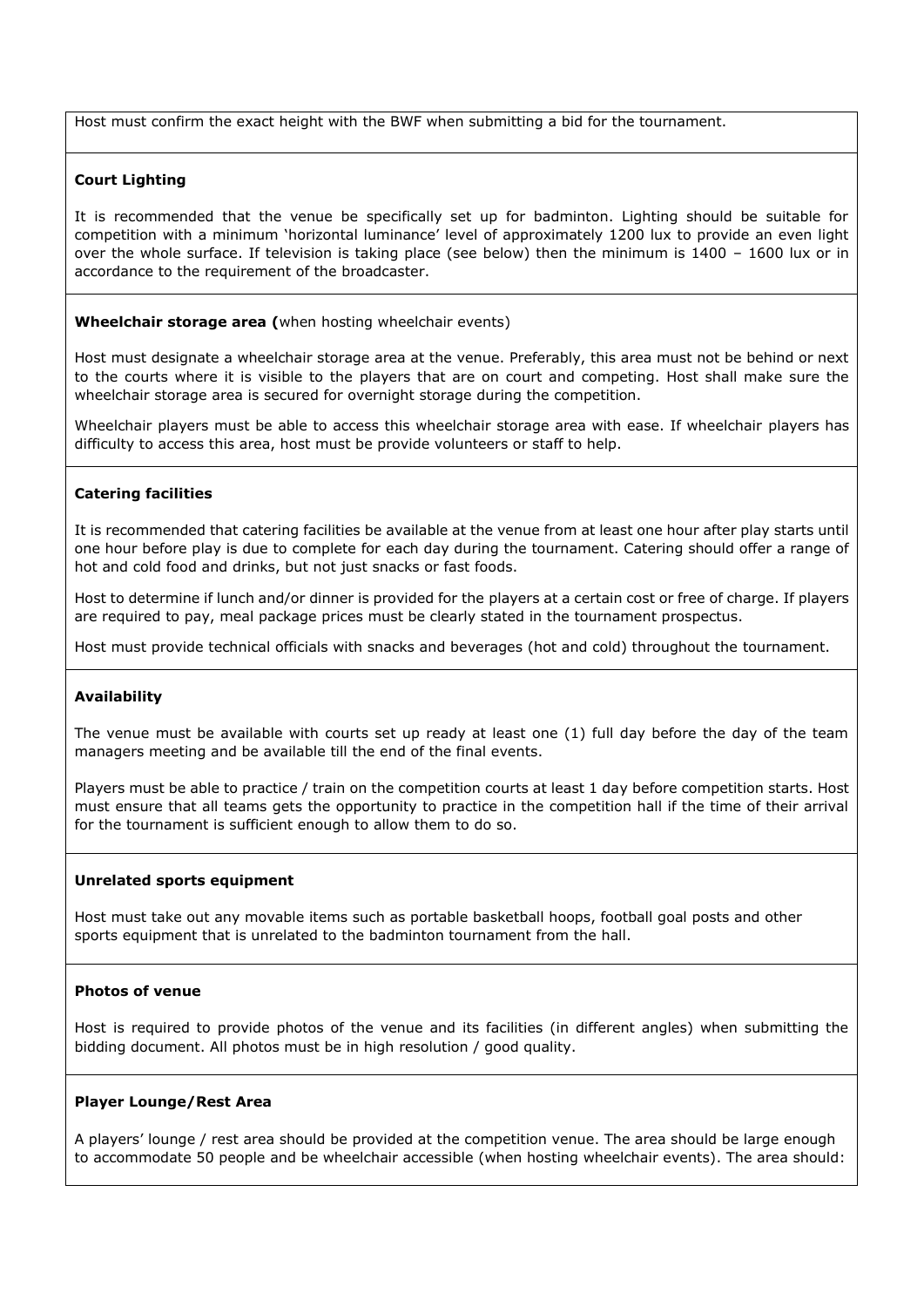Host must confirm the exact height with the BWF when submitting a bid for the tournament.

**Court Lighting**

It is recommended that the venue be specifically set up for badminton. Lighting should be suitable for competition with a minimum 'horizontal luminance' level of approximately 1200 lux to provide an even light over the whole surface. If television is taking place (see below) then the minimum is 1400 – 1600 lux or in accordance to the requirement of the broadcaster.

**Wheelchair storage area (**when hosting wheelchair events)

Host must designate a wheelchair storage area at the venue. Preferably, this area must not be behind or next to the courts where it is visible to the players that are on court and competing. Host shall make sure the wheelchair storage area is secured for overnight storage during the competition.

Wheelchair players must be able to access this wheelchair storage area with ease. If wheelchair players has difficulty to access this area, host must be provide volunteers or staff to help.

**Catering facilities**

It is recommended that catering facilities be available at the venue from at least one hour after play starts until one hour before play is due to complete for each day during the tournament. Catering should offer a range of hot and cold food and drinks, but not just snacks or fast foods.

Host to determine if lunch and/or dinner is provided for the players at a certain cost or free of charge. If players are required to pay, meal package prices must be clearly stated in the tournament prospectus.

Host must provide technical officials with snacks and beverages (hot and cold) throughout the tournament.

**Availability**

The venue must be available with courts set up ready at least one (1) full day before the day of the team managers meeting and be available till the end of the final events.

Players must be able to practice / train on the competition courts at least 1 day before competition starts. Host must ensure that all teams gets the opportunity to practice in the competition hall if the time of their arrival for the tournament is sufficient enough to allow them to do so.

**Unrelated sports equipment**

Host must take out any movable items such as portable basketball hoops, football goal posts and other sports equipment that is unrelated to the badminton tournament from the hall.

**Photos of venue**

Host is required to provide photos of the venue and its facilities (in different angles) when submitting the bidding document. All photos must be in high resolution / good quality.

**Player Lounge/Rest Area**

A players' lounge / rest area should be provided at the competition venue. The area should be large enough to accommodate 50 people and be wheelchair accessible (when hosting wheelchair events). The area should: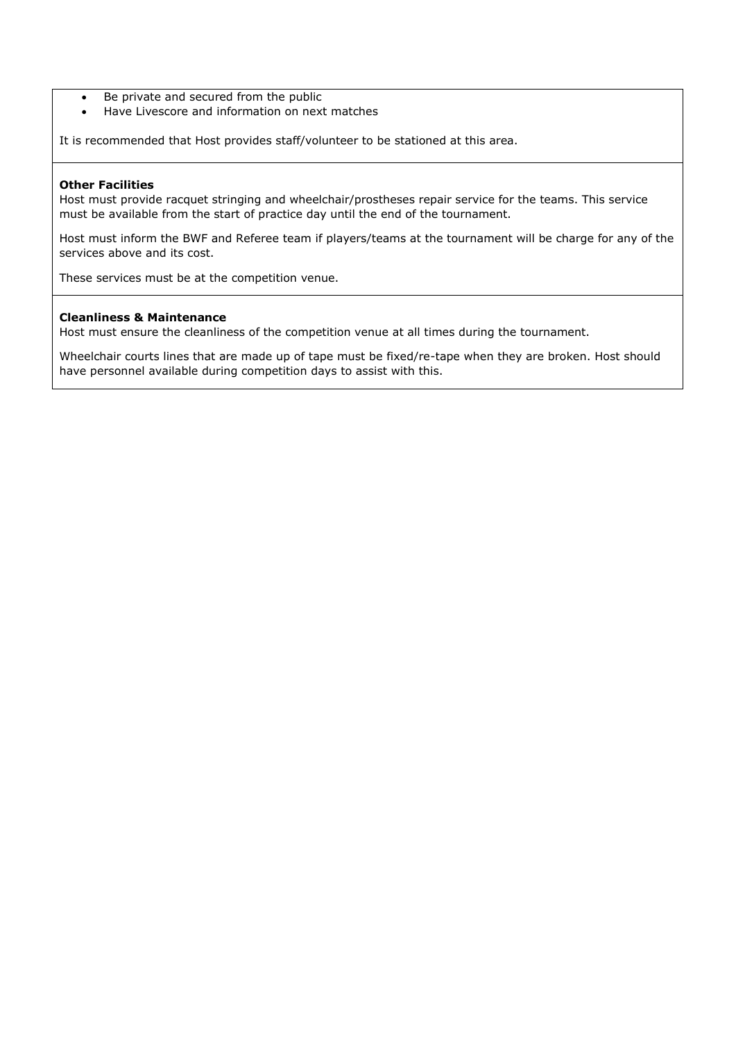- Be private and secured from the public
- Have Livescore and information on next matches

It is recommended that Host provides staff/volunteer to be stationed at this area.

**Other Facilities**

Host must provide racquet stringing and wheelchair/prostheses repair service for the teams. This service must be available from the start of practice day until the end of the tournament.

Host must inform the BWF and Referee team if players/teams at the tournament will be charge for any of the services above and its cost.

These services must be at the competition venue.

**Cleanliness & Maintenance**

Host must ensure the cleanliness of the competition venue at all times during the tournament.

Wheelchair courts lines that are made up of tape must be fixed/re-tape when they are broken. Host should have personnel available during competition days to assist with this.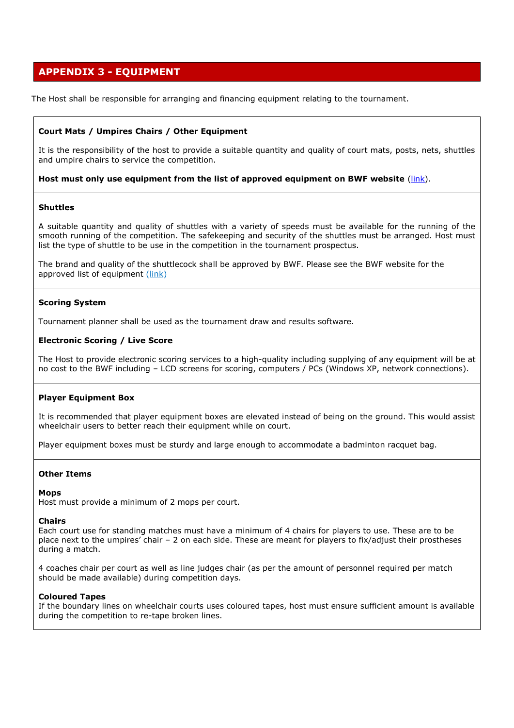## APPENDIX 3 - EQUIPMENT

The Host shall be responsible for arranging and financing equipment relating to the tournament.

**Court Mats / Umpires Chairs / Other Equipment**

It is the responsibility of the host to provide a suitable quantity and quality of court mats, posts, nets, shuttles and umpire chairs to service the competition.

**Host must only use equipment from the list of approved equipment on BWF website** (link).

**Shuttles**

A suitable quantity and quality of shuttles with a variety of speeds must be available for the running of the smooth running of the competition. The safekeeping and security of the shuttles must be arranged. Host must list the type of shuttle to be use in the competition in the tournament prospectus.

The brand and quality of the shuttlecock shall be approved by BWF. Please see the BWF website for the approved list of equipment (link)

**Scoring System**

Tournament planner shall be used as the tournament draw and results software.

**Electronic Scoring / Live Score**

The Host to provide electronic scoring services to a high-quality including supplying of any equipment will be at no cost to the BWF including – LCD screens for scoring, computers / PCs (Windows XP, network connections).

**Player Equipment Box**

It is recommended that player equipment boxes are elevated instead of being on the ground. This would assist wheelchair users to better reach their equipment while on court.

Player equipment boxes must be sturdy and large enough to accommodate a badminton racquet bag.

**Other Items**

**Mops**
Host must provide a minimum of 2 mops per court.

**Chairs**
Each court use for standing matches must have a minimum of 4 chairs for players to use. These are to be place next to the umpires' chair – 2 on each side. These are meant for players to fix/adjust their prostheses during a match.

4 coaches chair per court as well as line judges chair (as per the amount of personnel required per match should be made available) during competition days.

**Coloured Tapes**
If the boundary lines on wheelchair courts uses coloured tapes, host must ensure sufficient amount is available during the competition to re-tape broken lines.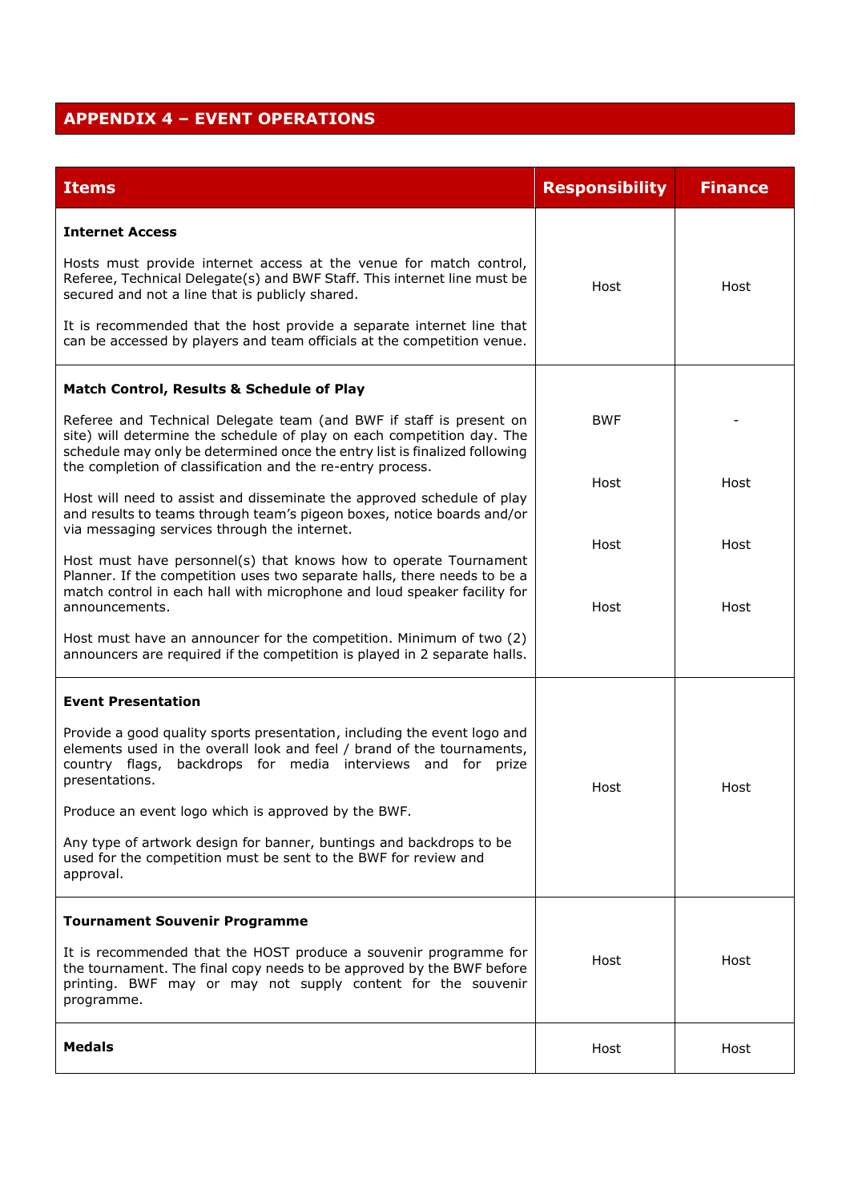## APPENDIX 4 – EVENT OPERATIONS

| Items | Responsibility | Finance |
|---|---|---|
| **Internet Access**<br><br>Hosts must provide internet access at the venue for match control, Referee, Technical Delegate(s) and BWF Staff. This internet line must be secured and not a line that is publicly shared.<br><br>It is recommended that the host provide a separate internet line that can be accessed by players and team officials at the competition venue. | Host | Host |
| **Match Control, Results & Schedule of Play** | | |
| Referee and Technical Delegate team (and BWF if staff is present on site) will determine the schedule of play on each competition day. The schedule may only be determined once the entry list is finalized following the completion of classification and the re-entry process. | BWF | - |
| Host will need to assist and disseminate the approved schedule of play and results to teams through team's pigeon boxes, notice boards and/or via messaging services through the internet. | Host | Host |
| Host must have personnel(s) that knows how to operate Tournament Planner. If the competition uses two separate halls, there needs to be a match control in each hall with microphone and loud speaker facility for announcements. | Host | Host |
| Host must have an announcer for the competition. Minimum of two (2) announcers are required if the competition is played in 2 separate halls. | Host | Host |
| **Event Presentation**<br><br>Provide a good quality sports presentation, including the event logo and elements used in the overall look and feel / brand of the tournaments, country flags, backdrops for media interviews and for prize presentations.<br><br>Produce an event logo which is approved by the BWF.<br><br>Any type of artwork design for banner, buntings and backdrops to be used for the competition must be sent to the BWF for review and approval. | Host | Host |
| **Tournament Souvenir Programme**<br><br>It is recommended that the HOST produce a souvenir programme for the tournament. The final copy needs to be approved by the BWF before printing. BWF may or may not supply content for the souvenir programme. | Host | Host |
| **Medals** | Host | Host |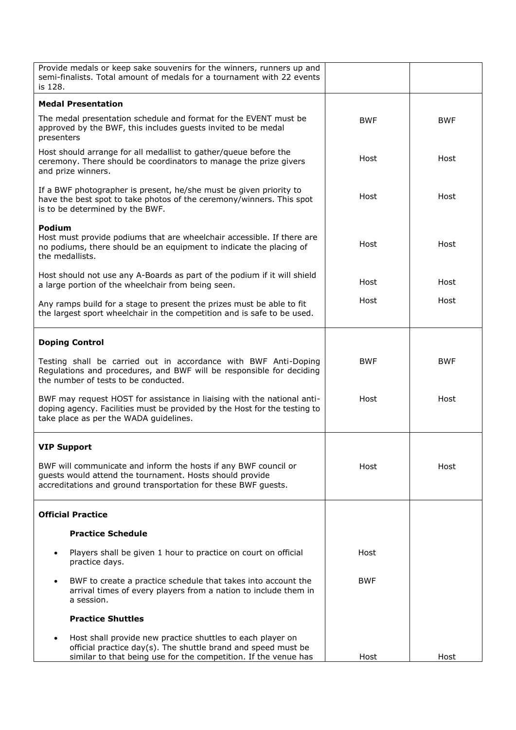| | | |
|---|---|---|
| Provide medals or keep sake souvenirs for the winners, runners up and semi-finalists. Total amount of medals for a tournament with 22 events is 128. | | |
| **Medal Presentation** | | |
| The medal presentation schedule and format for the EVENT must be approved by the BWF, this includes guests invited to be medal presenters | BWF | BWF |
| Host should arrange for all medallist to gather/queue before the ceremony. There should be coordinators to manage the prize givers and prize winners. | Host | Host |
| If a BWF photographer is present, he/she must be given priority to have the best spot to take photos of the ceremony/winners. This spot is to be determined by the BWF. | Host | Host |
| **Podium**<br>Host must provide podiums that are wheelchair accessible. If there are no podiums, there should be an equipment to indicate the placing of the medallists. | Host | Host |
| Host should not use any A-Boards as part of the podium if it will shield a large portion of the wheelchair from being seen. | Host | Host |
| Any ramps build for a stage to present the prizes must be able to fit the largest sport wheelchair in the competition and is safe to be used. | Host | Host |
| **Doping Control** | | |
| Testing shall be carried out in accordance with BWF Anti-Doping Regulations and procedures, and BWF will be responsible for deciding the number of tests to be conducted. | BWF | BWF |
| BWF may request HOST for assistance in liaising with the national anti-doping agency. Facilities must be provided by the Host for the testing to take place as per the WADA guidelines. | Host | Host |
| **VIP Support** | | |
| BWF will communicate and inform the hosts if any BWF council or guests would attend the tournament. Hosts should provide accreditations and ground transportation for these BWF guests. | Host | Host |
| **Official Practice** | | |
| **Practice Schedule** | | |
| • Players shall be given 1 hour to practice on court on official practice days. | Host | |
| • BWF to create a practice schedule that takes into account the arrival times of every players from a nation to include them in a session. | BWF | |
| **Practice Shuttles** | | |
| • Host shall provide new practice shuttles to each player on official practice day(s). The shuttle brand and speed must be similar to that being use for the competition. If the venue has | Host | Host |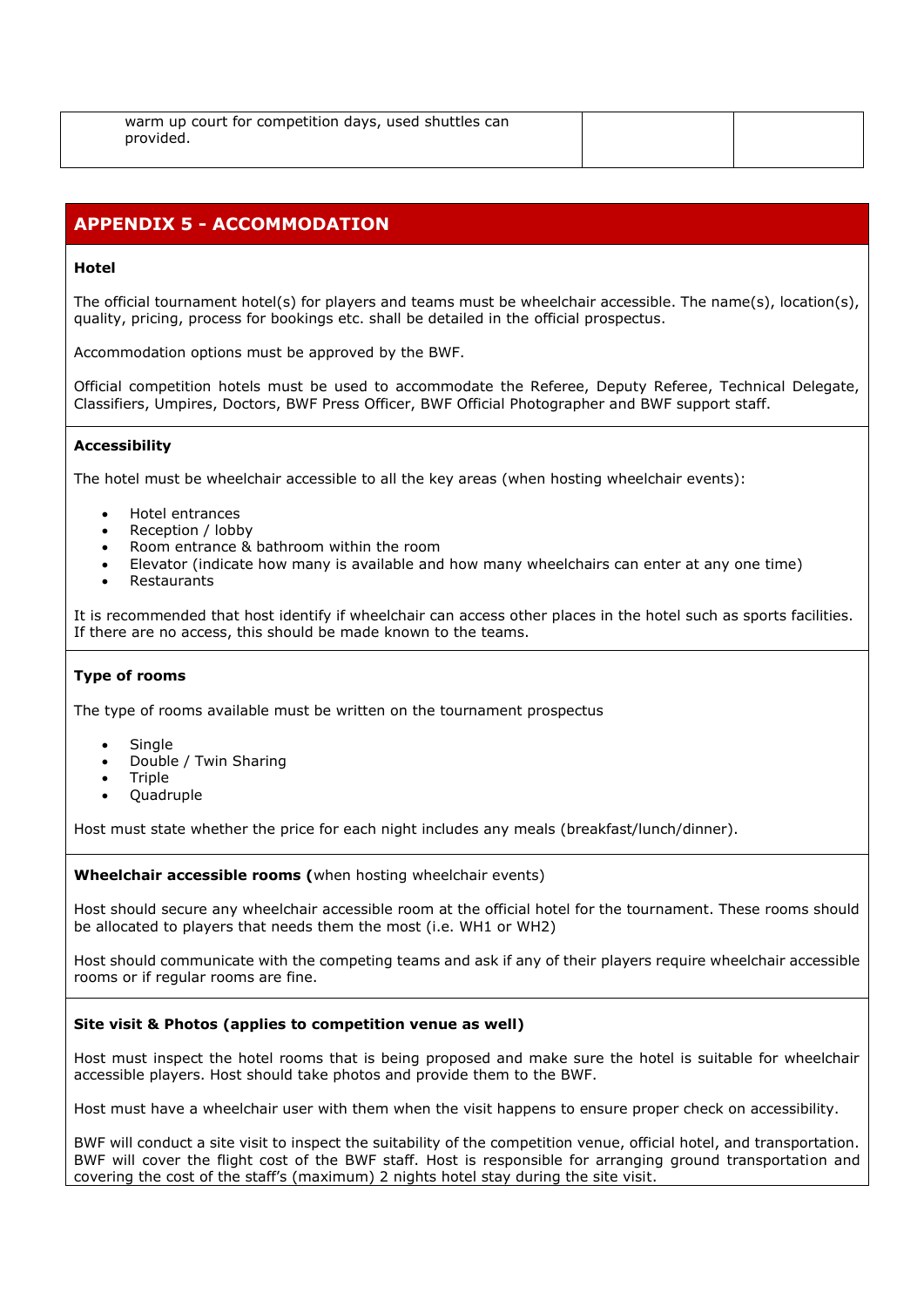| warm up court for competition days, used shuttles can provided. | | |
|---|---|---|

## APPENDIX 5 - ACCOMMODATION

**Hotel**

The official tournament hotel(s) for players and teams must be wheelchair accessible. The name(s), location(s), quality, pricing, process for bookings etc. shall be detailed in the official prospectus.

Accommodation options must be approved by the BWF.

Official competition hotels must be used to accommodate the Referee, Deputy Referee, Technical Delegate, Classifiers, Umpires, Doctors, BWF Press Officer, BWF Official Photographer and BWF support staff.

**Accessibility**

The hotel must be wheelchair accessible to all the key areas (when hosting wheelchair events):

- Hotel entrances
- Reception / lobby
- Room entrance & bathroom within the room
- Elevator (indicate how many is available and how many wheelchairs can enter at any one time)
- Restaurants

It is recommended that host identify if wheelchair can access other places in the hotel such as sports facilities. If there are no access, this should be made known to the teams.

**Type of rooms**

The type of rooms available must be written on the tournament prospectus

- Single
- Double / Twin Sharing
- Triple
- Quadruple

Host must state whether the price for each night includes any meals (breakfast/lunch/dinner).

**Wheelchair accessible rooms (**when hosting wheelchair events)

Host should secure any wheelchair accessible room at the official hotel for the tournament. These rooms should be allocated to players that needs them the most (i.e. WH1 or WH2)

Host should communicate with the competing teams and ask if any of their players require wheelchair accessible rooms or if regular rooms are fine.

**Site visit & Photos (applies to competition venue as well)**

Host must inspect the hotel rooms that is being proposed and make sure the hotel is suitable for wheelchair accessible players. Host should take photos and provide them to the BWF.

Host must have a wheelchair user with them when the visit happens to ensure proper check on accessibility.

BWF will conduct a site visit to inspect the suitability of the competition venue, official hotel, and transportation. BWF will cover the flight cost of the BWF staff. Host is responsible for arranging ground transportation and covering the cost of the staff's (maximum) 2 nights hotel stay during the site visit.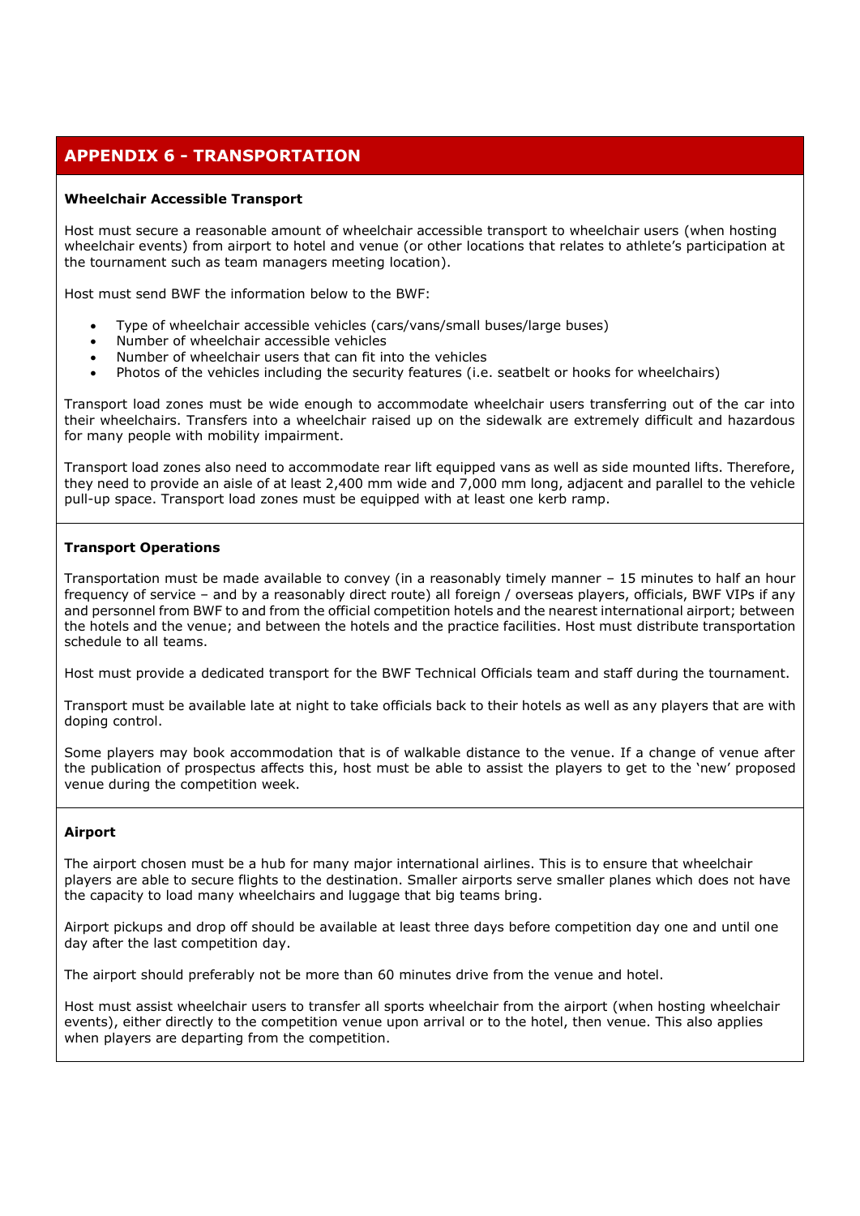## APPENDIX 6 - TRANSPORTATION

**Wheelchair Accessible Transport**

Host must secure a reasonable amount of wheelchair accessible transport to wheelchair users (when hosting wheelchair events) from airport to hotel and venue (or other locations that relates to athlete's participation at the tournament such as team managers meeting location).

Host must send BWF the information below to the BWF:

- Type of wheelchair accessible vehicles (cars/vans/small buses/large buses)
- Number of wheelchair accessible vehicles
- Number of wheelchair users that can fit into the vehicles
- Photos of the vehicles including the security features (i.e. seatbelt or hooks for wheelchairs)

Transport load zones must be wide enough to accommodate wheelchair users transferring out of the car into their wheelchairs. Transfers into a wheelchair raised up on the sidewalk are extremely difficult and hazardous for many people with mobility impairment.

Transport load zones also need to accommodate rear lift equipped vans as well as side mounted lifts. Therefore, they need to provide an aisle of at least 2,400 mm wide and 7,000 mm long, adjacent and parallel to the vehicle pull-up space. Transport load zones must be equipped with at least one kerb ramp.

**Transport Operations**

Transportation must be made available to convey (in a reasonably timely manner – 15 minutes to half an hour frequency of service – and by a reasonably direct route) all foreign / overseas players, officials, BWF VIPs if any and personnel from BWF to and from the official competition hotels and the nearest international airport; between the hotels and the venue; and between the hotels and the practice facilities. Host must distribute transportation schedule to all teams.

Host must provide a dedicated transport for the BWF Technical Officials team and staff during the tournament.

Transport must be available late at night to take officials back to their hotels as well as any players that are with doping control.

Some players may book accommodation that is of walkable distance to the venue. If a change of venue after the publication of prospectus affects this, host must be able to assist the players to get to the 'new' proposed venue during the competition week.

**Airport**

The airport chosen must be a hub for many major international airlines. This is to ensure that wheelchair players are able to secure flights to the destination. Smaller airports serve smaller planes which does not have the capacity to load many wheelchairs and luggage that big teams bring.

Airport pickups and drop off should be available at least three days before competition day one and until one day after the last competition day.

The airport should preferably not be more than 60 minutes drive from the venue and hotel.

Host must assist wheelchair users to transfer all sports wheelchair from the airport (when hosting wheelchair events), either directly to the competition venue upon arrival or to the hotel, then venue. This also applies when players are departing from the competition.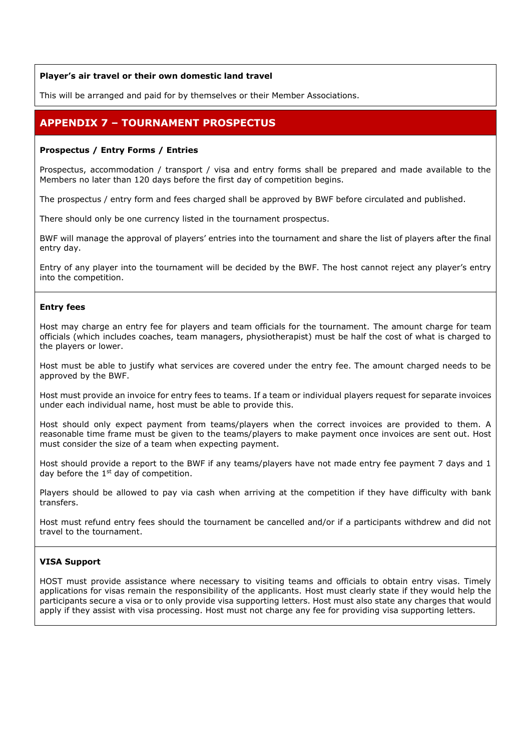**Player's air travel or their own domestic land travel**

This will be arranged and paid for by themselves or their Member Associations.

## APPENDIX 7 – TOURNAMENT PROSPECTUS

**Prospectus / Entry Forms / Entries**

Prospectus, accommodation / transport / visa and entry forms shall be prepared and made available to the Members no later than 120 days before the first day of competition begins.

The prospectus / entry form and fees charged shall be approved by BWF before circulated and published.

There should only be one currency listed in the tournament prospectus.

BWF will manage the approval of players' entries into the tournament and share the list of players after the final entry day.

Entry of any player into the tournament will be decided by the BWF. The host cannot reject any player's entry into the competition.

**Entry fees**

Host may charge an entry fee for players and team officials for the tournament. The amount charge for team officials (which includes coaches, team managers, physiotherapist) must be half the cost of what is charged to the players or lower.

Host must be able to justify what services are covered under the entry fee. The amount charged needs to be approved by the BWF.

Host must provide an invoice for entry fees to teams. If a team or individual players request for separate invoices under each individual name, host must be able to provide this.

Host should only expect payment from teams/players when the correct invoices are provided to them. A reasonable time frame must be given to the teams/players to make payment once invoices are sent out. Host must consider the size of a team when expecting payment.

Host should provide a report to the BWF if any teams/players have not made entry fee payment 7 days and 1 day before the 1st day of competition.

Players should be allowed to pay via cash when arriving at the competition if they have difficulty with bank transfers.

Host must refund entry fees should the tournament be cancelled and/or if a participants withdrew and did not travel to the tournament.

**VISA Support**

HOST must provide assistance where necessary to visiting teams and officials to obtain entry visas. Timely applications for visas remain the responsibility of the applicants. Host must clearly state if they would help the participants secure a visa or to only provide visa supporting letters. Host must also state any charges that would apply if they assist with visa processing. Host must not charge any fee for providing visa supporting letters.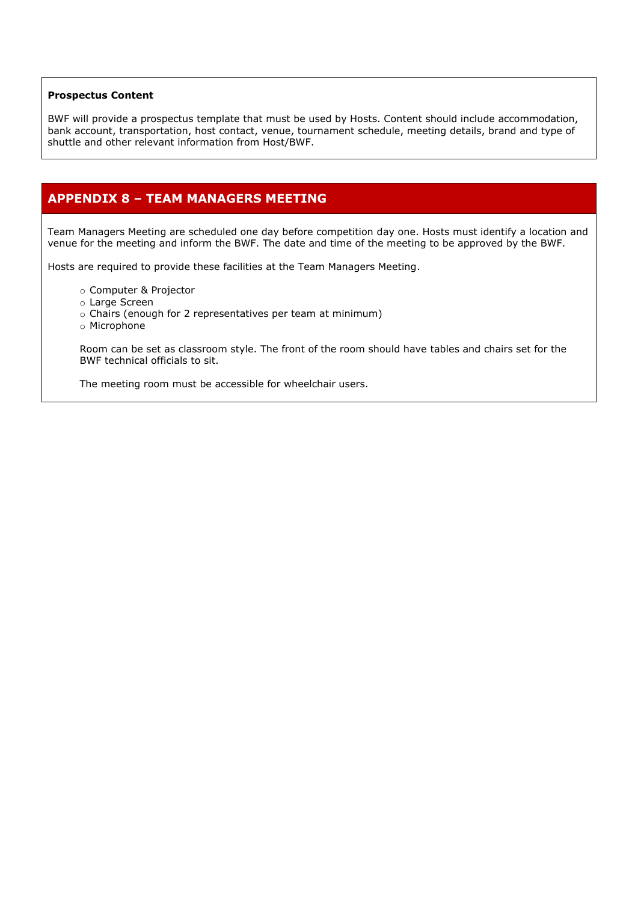**Prospectus Content**

BWF will provide a prospectus template that must be used by Hosts. Content should include accommodation, bank account, transportation, host contact, venue, tournament schedule, meeting details, brand and type of shuttle and other relevant information from Host/BWF.

## APPENDIX 8 – TEAM MANAGERS MEETING

Team Managers Meeting are scheduled one day before competition day one. Hosts must identify a location and venue for the meeting and inform the BWF. The date and time of the meeting to be approved by the BWF.

Hosts are required to provide these facilities at the Team Managers Meeting.

- Computer & Projector
- Large Screen
- Chairs (enough for 2 representatives per team at minimum)
- Microphone

Room can be set as classroom style. The front of the room should have tables and chairs set for the BWF technical officials to sit.

The meeting room must be accessible for wheelchair users.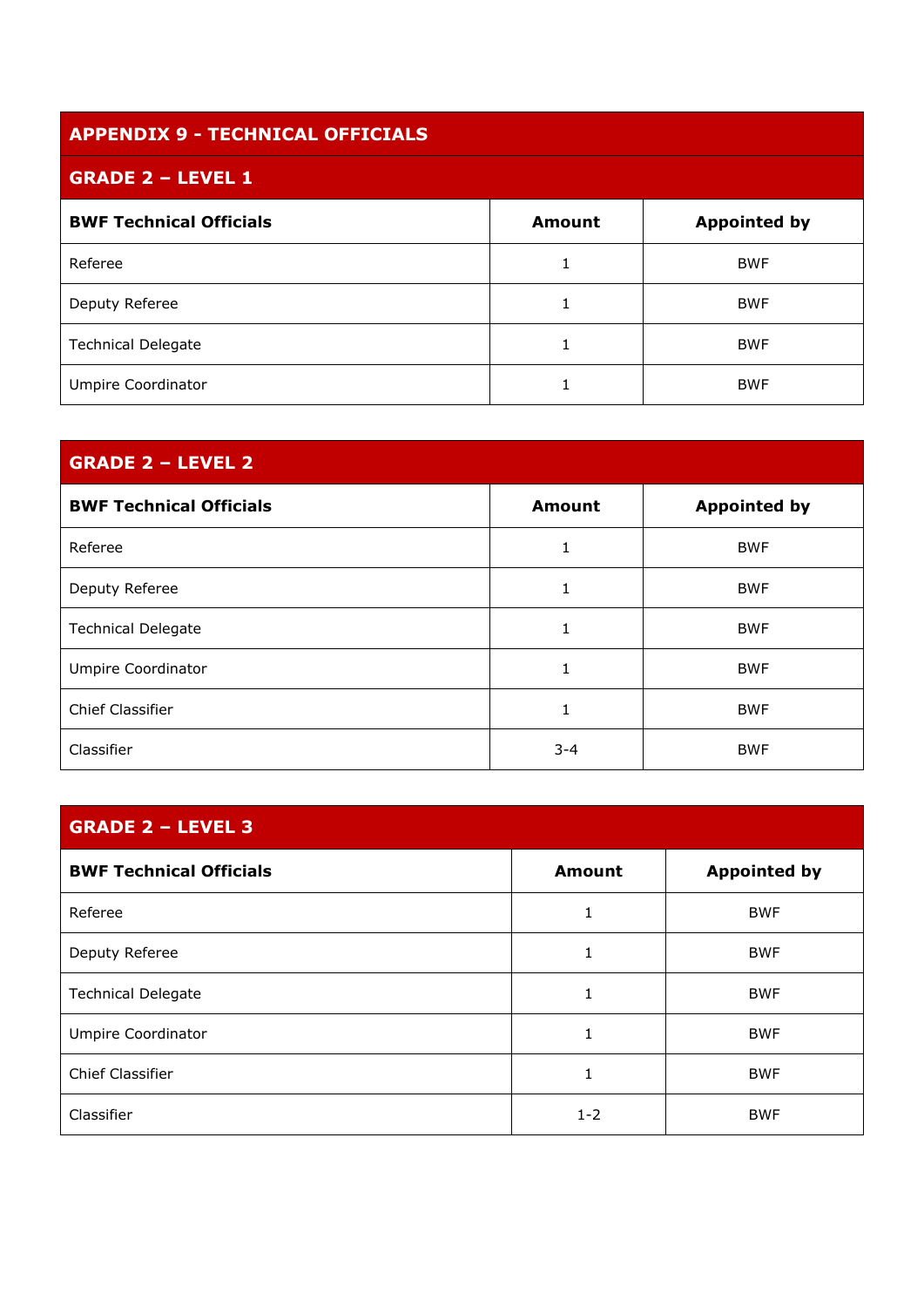## APPENDIX 9 - TECHNICAL OFFICIALS

### GRADE 2 – LEVEL 1

| BWF Technical Officials | Amount | Appointed by |
| --- | --- | --- |
| Referee | 1 | BWF |
| Deputy Referee | 1 | BWF |
| Technical Delegate | 1 | BWF |
| Umpire Coordinator | 1 | BWF |

### GRADE 2 – LEVEL 2

| BWF Technical Officials | Amount | Appointed by |
| --- | --- | --- |
| Referee | 1 | BWF |
| Deputy Referee | 1 | BWF |
| Technical Delegate | 1 | BWF |
| Umpire Coordinator | 1 | BWF |
| Chief Classifier | 1 | BWF |
| Classifier | 3-4 | BWF |

### GRADE 2 – LEVEL 3

| BWF Technical Officials | Amount | Appointed by |
| --- | --- | --- |
| Referee | 1 | BWF |
| Deputy Referee | 1 | BWF |
| Technical Delegate | 1 | BWF |
| Umpire Coordinator | 1 | BWF |
| Chief Classifier | 1 | BWF |
| Classifier | 1-2 | BWF |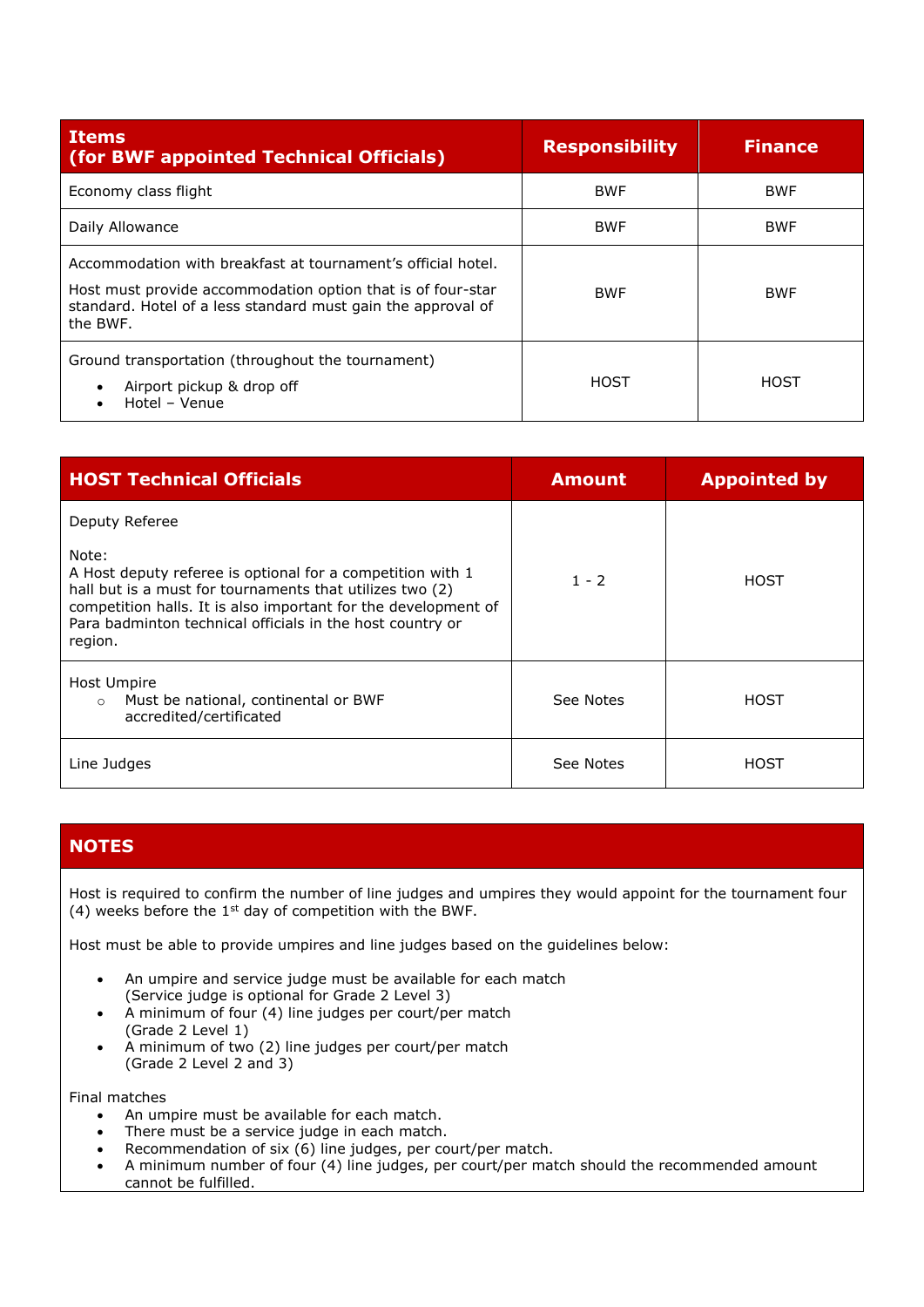| Items<br>(for BWF appointed Technical Officials) | Responsibility | Finance |
|---|---|---|
| Economy class flight | BWF | BWF |
| Daily Allowance | BWF | BWF |
| Accommodation with breakfast at tournament's official hotel.<br><br>Host must provide accommodation option that is of four-star standard. Hotel of a less standard must gain the approval of the BWF. | BWF | BWF |
| Ground transportation (throughout the tournament)<br>• Airport pickup & drop off<br>• Hotel – Venue | HOST | HOST |

| HOST Technical Officials | Amount | Appointed by |
|---|---|---|
| Deputy Referee<br><br>Note:<br>A Host deputy referee is optional for a competition with 1 hall but is a must for tournaments that utilizes two (2) competition halls. It is also important for the development of Para badminton technical officials in the host country or region. | 1 - 2 | HOST |
| Host Umpire<br>○ Must be national, continental or BWF accredited/certificated | See Notes | HOST |
| Line Judges | See Notes | HOST |

## NOTES

Host is required to confirm the number of line judges and umpires they would appoint for the tournament four (4) weeks before the 1st day of competition with the BWF.

Host must be able to provide umpires and line judges based on the guidelines below:

- An umpire and service judge must be available for each match (Service judge is optional for Grade 2 Level 3)
- A minimum of four (4) line judges per court/per match (Grade 2 Level 1)
- A minimum of two (2) line judges per court/per match (Grade 2 Level 2 and 3)

Final matches

- An umpire must be available for each match.
- There must be a service judge in each match.
- Recommendation of six (6) line judges, per court/per match.
- A minimum number of four (4) line judges, per court/per match should the recommended amount cannot be fulfilled.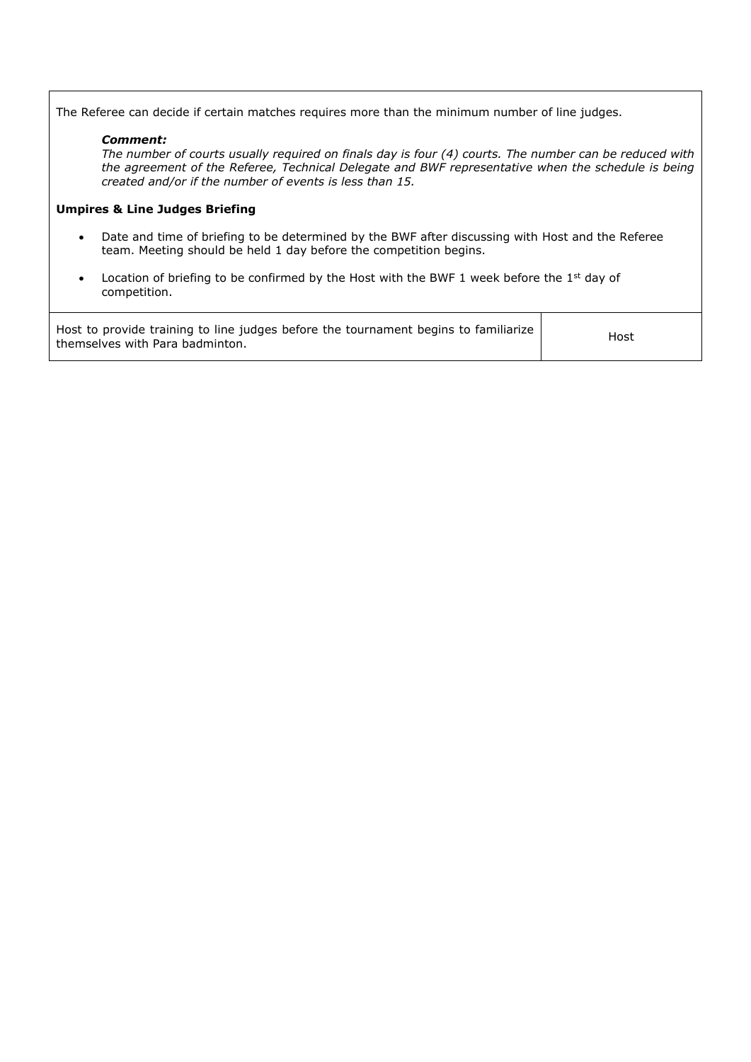The Referee can decide if certain matches requires more than the minimum number of line judges.

*Comment:*
*The number of courts usually required on finals day is four (4) courts. The number can be reduced with the agreement of the Referee, Technical Delegate and BWF representative when the schedule is being created and/or if the number of events is less than 15.*

**Umpires & Line Judges Briefing**

- Date and time of briefing to be determined by the BWF after discussing with Host and the Referee team. Meeting should be held 1 day before the competition begins.
- Location of briefing to be confirmed by the Host with the BWF 1 week before the 1st day of competition.

| Host to provide training to line judges before the tournament begins to familiarize themselves with Para badminton. | Host |
|---|---|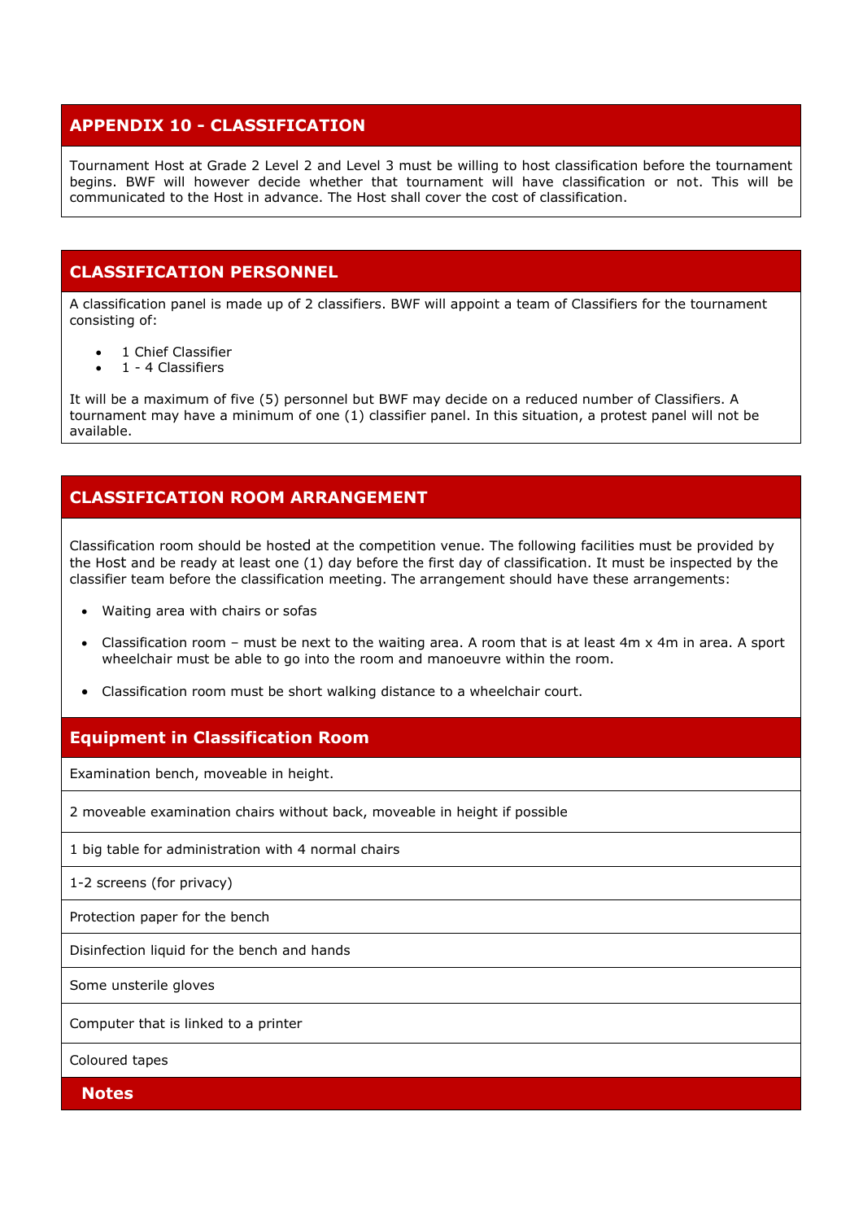## APPENDIX 10 - CLASSIFICATION

Tournament Host at Grade 2 Level 2 and Level 3 must be willing to host classification before the tournament begins. BWF will however decide whether that tournament will have classification or not. This will be communicated to the Host in advance. The Host shall cover the cost of classification.

## CLASSIFICATION PERSONNEL

A classification panel is made up of 2 classifiers. BWF will appoint a team of Classifiers for the tournament consisting of:

- 1 Chief Classifier
- 1 - 4 Classifiers

It will be a maximum of five (5) personnel but BWF may decide on a reduced number of Classifiers. A tournament may have a minimum of one (1) classifier panel. In this situation, a protest panel will not be available.

## CLASSIFICATION ROOM ARRANGEMENT

Classification room should be hosted at the competition venue. The following facilities must be provided by the Host and be ready at least one (1) day before the first day of classification. It must be inspected by the classifier team before the classification meeting. The arrangement should have these arrangements:

- Waiting area with chairs or sofas
- Classification room – must be next to the waiting area. A room that is at least 4m x 4m in area. A sport wheelchair must be able to go into the room and manoeuvre within the room.
- Classification room must be short walking distance to a wheelchair court.

| Equipment in Classification Room |
| --- |
| Examination bench, moveable in height. |
| 2 moveable examination chairs without back, moveable in height if possible |
| 1 big table for administration with 4 normal chairs |
| 1-2 screens (for privacy) |
| Protection paper for the bench |
| Disinfection liquid for the bench and hands |
| Some unsterile gloves |
| Computer that is linked to a printer |
| Coloured tapes |

### Notes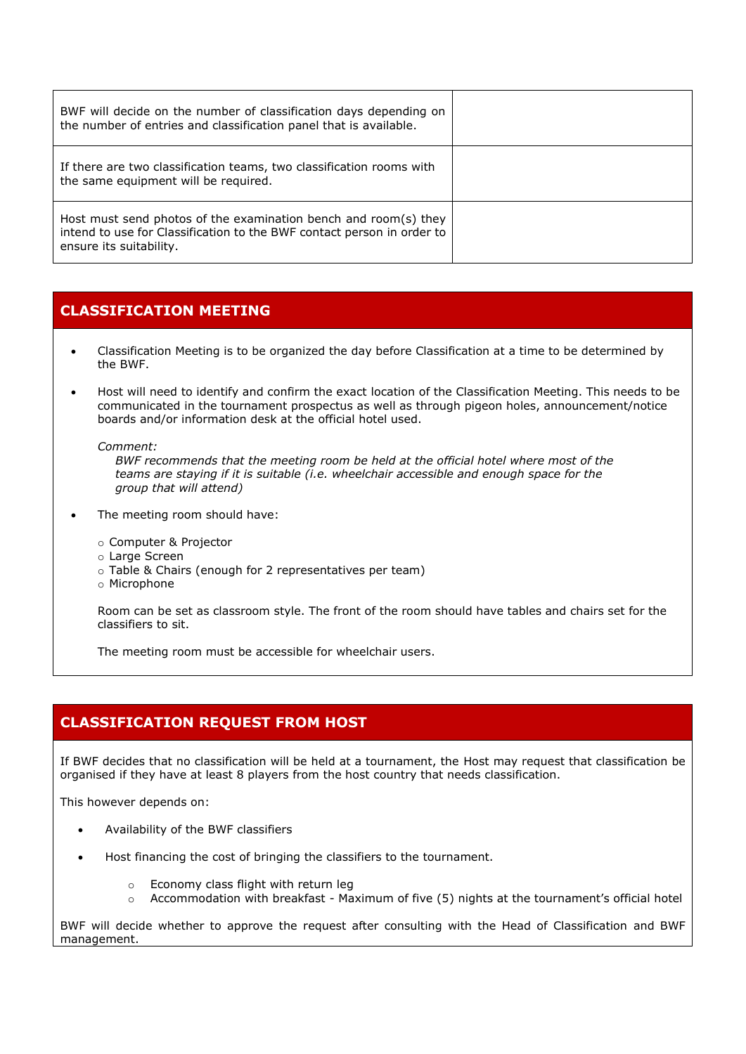| | |
|---|---|
| BWF will decide on the number of classification days depending on the number of entries and classification panel that is available. | |
| If there are two classification teams, two classification rooms with the same equipment will be required. | |
| Host must send photos of the examination bench and room(s) they intend to use for Classification to the BWF contact person in order to ensure its suitability. | |

## CLASSIFICATION MEETING

- Classification Meeting is to be organized the day before Classification at a time to be determined by the BWF.
- Host will need to identify and confirm the exact location of the Classification Meeting. This needs to be communicated in the tournament prospectus as well as through pigeon holes, announcement/notice boards and/or information desk at the official hotel used.

  *Comment:*
  *BWF recommends that the meeting room be held at the official hotel where most of the teams are staying if it is suitable (i.e. wheelchair accessible and enough space for the group that will attend)*

- The meeting room should have:
  - Computer & Projector
  - Large Screen
  - Table & Chairs (enough for 2 representatives per team)
  - Microphone

  Room can be set as classroom style. The front of the room should have tables and chairs set for the classifiers to sit.

  The meeting room must be accessible for wheelchair users.

## CLASSIFICATION REQUEST FROM HOST

If BWF decides that no classification will be held at a tournament, the Host may request that classification be organised if they have at least 8 players from the host country that needs classification.

This however depends on:

- Availability of the BWF classifiers
- Host financing the cost of bringing the classifiers to the tournament.
  - Economy class flight with return leg
  - Accommodation with breakfast - Maximum of five (5) nights at the tournament's official hotel

BWF will decide whether to approve the request after consulting with the Head of Classification and BWF management.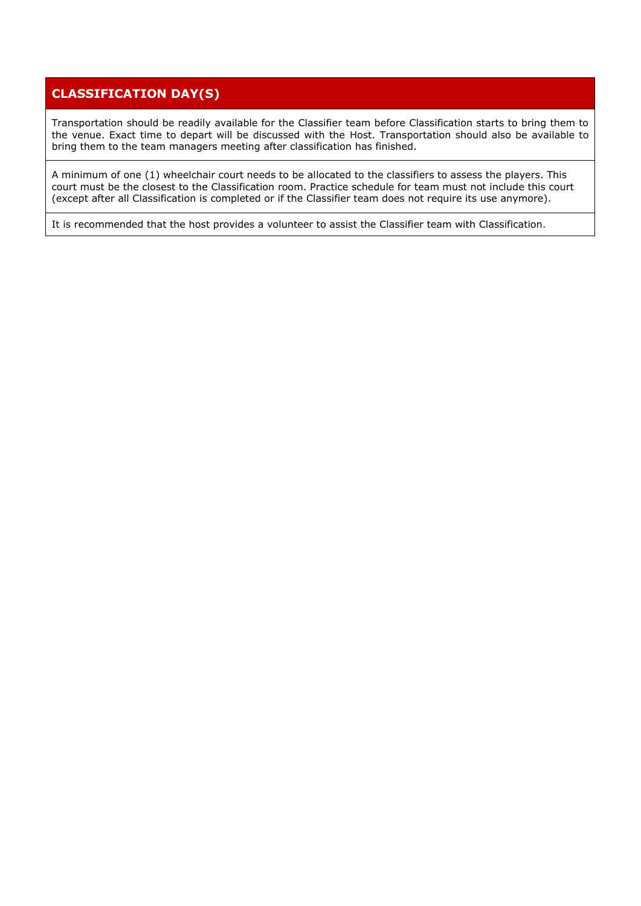## CLASSIFICATION DAY(S)

Transportation should be readily available for the Classifier team before Classification starts to bring them to the venue. Exact time to depart will be discussed with the Host. Transportation should also be available to bring them to the team managers meeting after classification has finished.

A minimum of one (1) wheelchair court needs to be allocated to the classifiers to assess the players. This court must be the closest to the Classification room. Practice schedule for team must not include this court (except after all Classification is completed or if the Classifier team does not require its use anymore).

It is recommended that the host provides a volunteer to assist the Classifier team with Classification.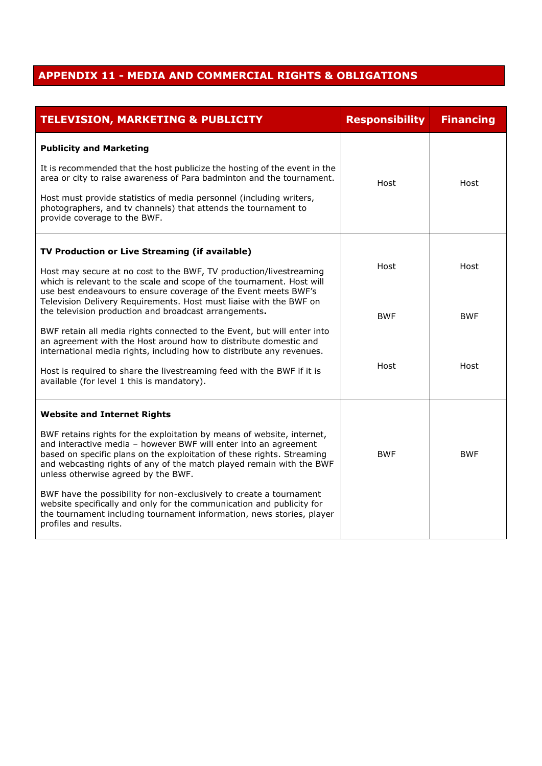## APPENDIX 11 - MEDIA AND COMMERCIAL RIGHTS & OBLIGATIONS

| TELEVISION, MARKETING & PUBLICITY | Responsibility | Financing |
|---|---|---|
| **Publicity and Marketing**<br><br>It is recommended that the host publicize the hosting of the event in the area or city to raise awareness of Para badminton and the tournament.<br><br>Host must provide statistics of media personnel (including writers, photographers, and tv channels) that attends the tournament to provide coverage to the BWF. | Host | Host |
| **TV Production or Live Streaming (if available)**<br><br>Host may secure at no cost to the BWF, TV production/livestreaming which is relevant to the scale and scope of the tournament. Host will use best endeavours to ensure coverage of the Event meets BWF's Television Delivery Requirements. Host must liaise with the BWF on the television production and broadcast arrangements. | Host | Host |
| BWF retain all media rights connected to the Event, but will enter into an agreement with the Host around how to distribute domestic and international media rights, including how to distribute any revenues. | BWF | BWF |
| Host is required to share the livestreaming feed with the BWF if it is available (for level 1 this is mandatory). | Host | Host |
| **Website and Internet Rights**<br><br>BWF retains rights for the exploitation by means of website, internet, and interactive media – however BWF will enter into an agreement based on specific plans on the exploitation of these rights. Streaming and webcasting rights of any of the match played remain with the BWF unless otherwise agreed by the BWF.<br><br>BWF have the possibility for non-exclusively to create a tournament website specifically and only for the communication and publicity for the tournament including tournament information, news stories, player profiles and results. | BWF | BWF |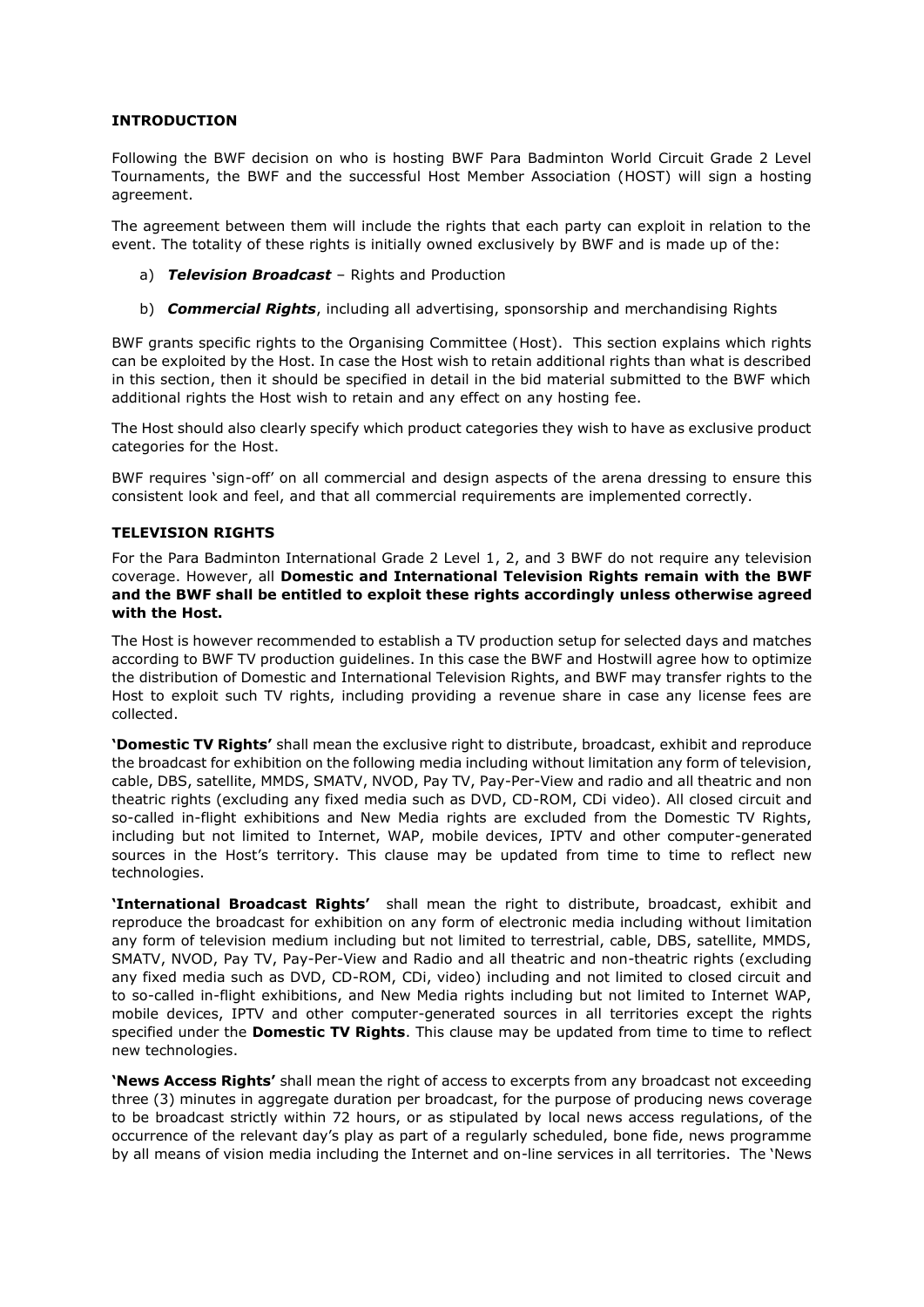## INTRODUCTION

Following the BWF decision on who is hosting BWF Para Badminton World Circuit Grade 2 Level Tournaments, the BWF and the successful Host Member Association (HOST) will sign a hosting agreement.

The agreement between them will include the rights that each party can exploit in relation to the event. The totality of these rights is initially owned exclusively by BWF and is made up of the:

a) ***Television Broadcast*** – Rights and Production

b) ***Commercial Rights***, including all advertising, sponsorship and merchandising Rights

BWF grants specific rights to the Organising Committee (Host). This section explains which rights can be exploited by the Host. In case the Host wish to retain additional rights than what is described in this section, then it should be specified in detail in the bid material submitted to the BWF which additional rights the Host wish to retain and any effect on any hosting fee.

The Host should also clearly specify which product categories they wish to have as exclusive product categories for the Host.

BWF requires 'sign-off' on all commercial and design aspects of the arena dressing to ensure this consistent look and feel, and that all commercial requirements are implemented correctly.

## TELEVISION RIGHTS

For the Para Badminton International Grade 2 Level 1, 2, and 3 BWF do not require any television coverage. However, all **Domestic and International Television Rights remain with the BWF and the BWF shall be entitled to exploit these rights accordingly unless otherwise agreed with the Host.**

The Host is however recommended to establish a TV production setup for selected days and matches according to BWF TV production guidelines. In this case the BWF and Hostwill agree how to optimize the distribution of Domestic and International Television Rights, and BWF may transfer rights to the Host to exploit such TV rights, including providing a revenue share in case any license fees are collected.

**'Domestic TV Rights'** shall mean the exclusive right to distribute, broadcast, exhibit and reproduce the broadcast for exhibition on the following media including without limitation any form of television, cable, DBS, satellite, MMDS, SMATV, NVOD, Pay TV, Pay-Per-View and radio and all theatric and non theatric rights (excluding any fixed media such as DVD, CD-ROM, CDi video). All closed circuit and so-called in-flight exhibitions and New Media rights are excluded from the Domestic TV Rights, including but not limited to Internet, WAP, mobile devices, IPTV and other computer-generated sources in the Host's territory. This clause may be updated from time to time to reflect new technologies.

**'International Broadcast Rights'** shall mean the right to distribute, broadcast, exhibit and reproduce the broadcast for exhibition on any form of electronic media including without limitation any form of television medium including but not limited to terrestrial, cable, DBS, satellite, MMDS, SMATV, NVOD, Pay TV, Pay-Per-View and Radio and all theatric and non-theatric rights (excluding any fixed media such as DVD, CD-ROM, CDi, video) including and not limited to closed circuit and to so-called in-flight exhibitions, and New Media rights including but not limited to Internet WAP, mobile devices, IPTV and other computer-generated sources in all territories except the rights specified under the **Domestic TV Rights**. This clause may be updated from time to time to reflect new technologies.

**'News Access Rights'** shall mean the right of access to excerpts from any broadcast not exceeding three (3) minutes in aggregate duration per broadcast, for the purpose of producing news coverage to be broadcast strictly within 72 hours, or as stipulated by local news access regulations, of the occurrence of the relevant day's play as part of a regularly scheduled, bone fide, news programme by all means of vision media including the Internet and on-line services in all territories. The 'News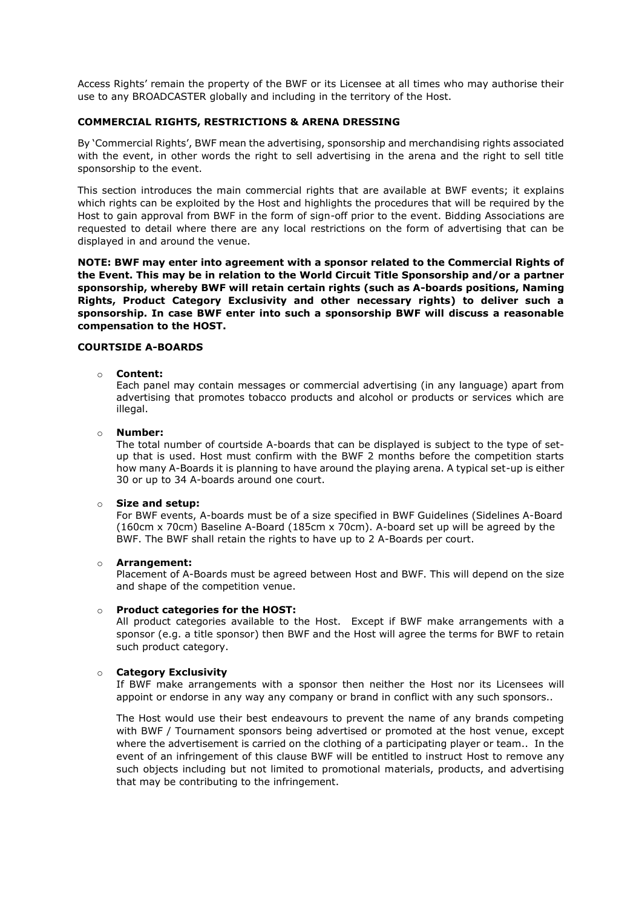Access Rights' remain the property of the BWF or its Licensee at all times who may authorise their use to any BROADCASTER globally and including in the territory of the Host.

**COMMERCIAL RIGHTS, RESTRICTIONS & ARENA DRESSING**

By 'Commercial Rights', BWF mean the advertising, sponsorship and merchandising rights associated with the event, in other words the right to sell advertising in the arena and the right to sell title sponsorship to the event.

This section introduces the main commercial rights that are available at BWF events; it explains which rights can be exploited by the Host and highlights the procedures that will be required by the Host to gain approval from BWF in the form of sign-off prior to the event. Bidding Associations are requested to detail where there are any local restrictions on the form of advertising that can be displayed in and around the venue.

**NOTE: BWF may enter into agreement with a sponsor related to the Commercial Rights of the Event. This may be in relation to the World Circuit Title Sponsorship and/or a partner sponsorship, whereby BWF will retain certain rights (such as A-boards positions, Naming Rights, Product Category Exclusivity and other necessary rights) to deliver such a sponsorship. In case BWF enter into such a sponsorship BWF will discuss a reasonable compensation to the HOST.**

**COURTSIDE A-BOARDS**

- **Content:**
  Each panel may contain messages or commercial advertising (in any language) apart from advertising that promotes tobacco products and alcohol or products or services which are illegal.

- **Number:**
  The total number of courtside A-boards that can be displayed is subject to the type of set-up that is used. Host must confirm with the BWF 2 months before the competition starts how many A-Boards it is planning to have around the playing arena. A typical set-up is either 30 or up to 34 A-boards around one court.

- **Size and setup:**
  For BWF events, A-boards must be of a size specified in BWF Guidelines (Sidelines A-Board (160cm x 70cm) Baseline A-Board (185cm x 70cm). A-board set up will be agreed by the BWF. The BWF shall retain the rights to have up to 2 A-Boards per court.

- **Arrangement:**
  Placement of A-Boards must be agreed between Host and BWF. This will depend on the size and shape of the competition venue.

- **Product categories for the HOST:**
  All product categories available to the Host. Except if BWF make arrangements with a sponsor (e.g. a title sponsor) then BWF and the Host will agree the terms for BWF to retain such product category.

- **Category Exclusivity**
  If BWF make arrangements with a sponsor then neither the Host nor its Licensees will appoint or endorse in any way any company or brand in conflict with any such sponsors..

  The Host would use their best endeavours to prevent the name of any brands competing with BWF / Tournament sponsors being advertised or promoted at the host venue, except where the advertisement is carried on the clothing of a participating player or team.. In the event of an infringement of this clause BWF will be entitled to instruct Host to remove any such objects including but not limited to promotional materials, products, and advertising that may be contributing to the infringement.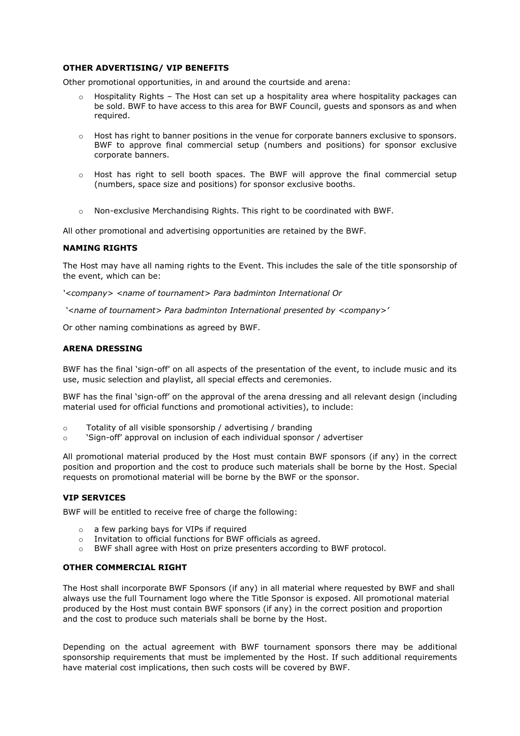**OTHER ADVERTISING/ VIP BENEFITS**

Other promotional opportunities, in and around the courtside and arena:

- Hospitality Rights – The Host can set up a hospitality area where hospitality packages can be sold. BWF to have access to this area for BWF Council, guests and sponsors as and when required.
- Host has right to banner positions in the venue for corporate banners exclusive to sponsors. BWF to approve final commercial setup (numbers and positions) for sponsor exclusive corporate banners.
- Host has right to sell booth spaces. The BWF will approve the final commercial setup (numbers, space size and positions) for sponsor exclusive booths.
- Non-exclusive Merchandising Rights. This right to be coordinated with BWF.

All other promotional and advertising opportunities are retained by the BWF.

**NAMING RIGHTS**

The Host may have all naming rights to the Event. This includes the sale of the title sponsorship of the event, which can be:

*'<company> <name of tournament> Para badminton International Or*

*'<name of tournament> Para badminton International presented by <company>'*

Or other naming combinations as agreed by BWF.

**ARENA DRESSING**

BWF has the final 'sign-off' on all aspects of the presentation of the event, to include music and its use, music selection and playlist, all special effects and ceremonies.

BWF has the final 'sign-off' on the approval of the arena dressing and all relevant design (including material used for official functions and promotional activities), to include:

- Totality of all visible sponsorship / advertising / branding
- 'Sign-off' approval on inclusion of each individual sponsor / advertiser

All promotional material produced by the Host must contain BWF sponsors (if any) in the correct position and proportion and the cost to produce such materials shall be borne by the Host. Special requests on promotional material will be borne by the BWF or the sponsor.

**VIP SERVICES**

BWF will be entitled to receive free of charge the following:

- a few parking bays for VIPs if required
- Invitation to official functions for BWF officials as agreed.
- BWF shall agree with Host on prize presenters according to BWF protocol.

**OTHER COMMERCIAL RIGHT**

The Host shall incorporate BWF Sponsors (if any) in all material where requested by BWF and shall always use the full Tournament logo where the Title Sponsor is exposed. All promotional material produced by the Host must contain BWF sponsors (if any) in the correct position and proportion and the cost to produce such materials shall be borne by the Host.

Depending on the actual agreement with BWF tournament sponsors there may be additional sponsorship requirements that must be implemented by the Host. If such additional requirements have material cost implications, then such costs will be covered by BWF.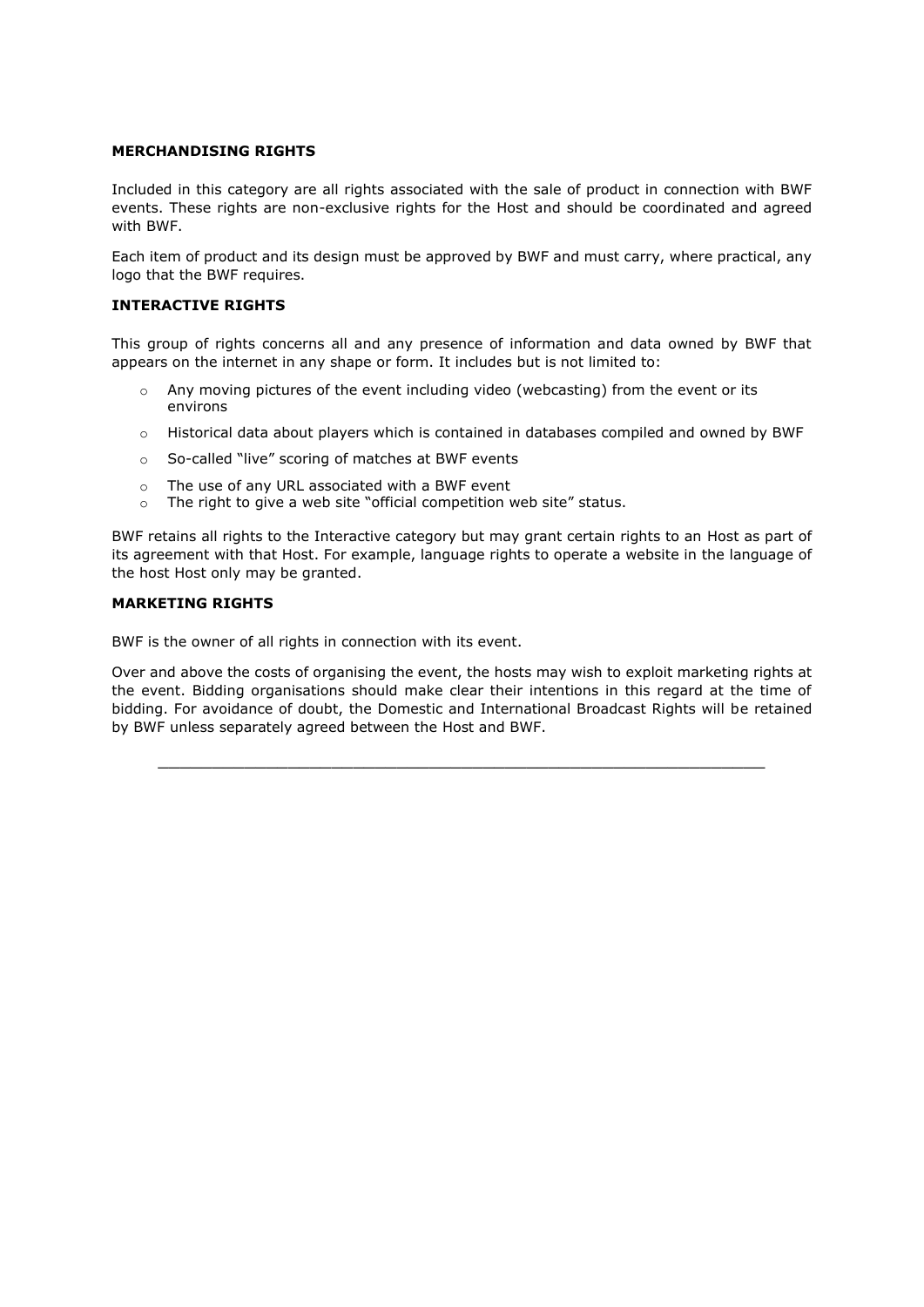**MERCHANDISING RIGHTS**

Included in this category are all rights associated with the sale of product in connection with BWF events. These rights are non-exclusive rights for the Host and should be coordinated and agreed with BWF.

Each item of product and its design must be approved by BWF and must carry, where practical, any logo that the BWF requires.

**INTERACTIVE RIGHTS**

This group of rights concerns all and any presence of information and data owned by BWF that appears on the internet in any shape or form. It includes but is not limited to:

- Any moving pictures of the event including video (webcasting) from the event or its environs
- Historical data about players which is contained in databases compiled and owned by BWF
- So-called "live" scoring of matches at BWF events
- The use of any URL associated with a BWF event
- The right to give a web site "official competition web site" status.

BWF retains all rights to the Interactive category but may grant certain rights to an Host as part of its agreement with that Host. For example, language rights to operate a website in the language of the host Host only may be granted.

**MARKETING RIGHTS**

BWF is the owner of all rights in connection with its event.

Over and above the costs of organising the event, the hosts may wish to exploit marketing rights at the event. Bidding organisations should make clear their intentions in this regard at the time of bidding. For avoidance of doubt, the Domestic and International Broadcast Rights will be retained by BWF unless separately agreed between the Host and BWF.

---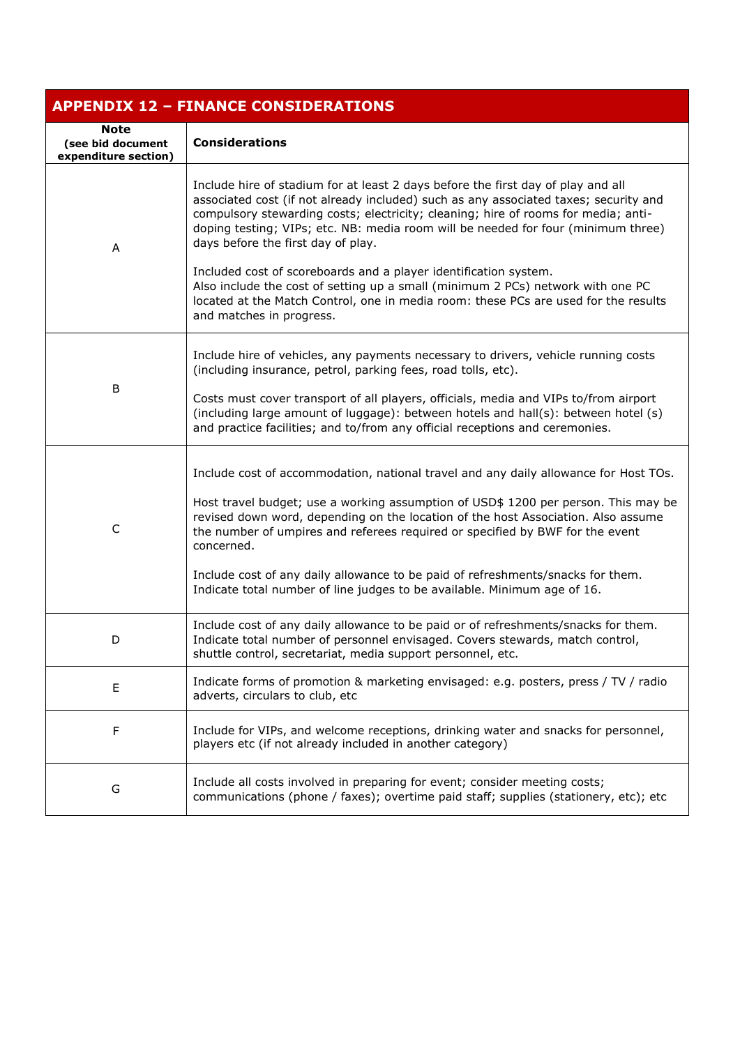| APPENDIX 12 – FINANCE CONSIDERATIONS | |
|---|---|
| **Note (see bid document expenditure section)** | **Considerations** |
| A | Include hire of stadium for at least 2 days before the first day of play and all associated cost (if not already included) such as any associated taxes; security and compulsory stewarding costs; electricity; cleaning; hire of rooms for media; anti-doping testing; VIPs; etc. NB: media room will be needed for four (minimum three) days before the first day of play.<br><br>Included cost of scoreboards and a player identification system.<br>Also include the cost of setting up a small (minimum 2 PCs) network with one PC located at the Match Control, one in media room: these PCs are used for the results and matches in progress. |
| B | Include hire of vehicles, any payments necessary to drivers, vehicle running costs (including insurance, petrol, parking fees, road tolls, etc).<br><br>Costs must cover transport of all players, officials, media and VIPs to/from airport (including large amount of luggage): between hotels and hall(s): between hotel (s) and practice facilities; and to/from any official receptions and ceremonies. |
| C | Include cost of accommodation, national travel and any daily allowance for Host TOs.<br><br>Host travel budget; use a working assumption of USD$ 1200 per person. This may be revised down word, depending on the location of the host Association. Also assume the number of umpires and referees required or specified by BWF for the event concerned.<br><br>Include cost of any daily allowance to be paid of refreshments/snacks for them. Indicate total number of line judges to be available. Minimum age of 16. |
| D | Include cost of any daily allowance to be paid or of refreshments/snacks for them. Indicate total number of personnel envisaged. Covers stewards, match control, shuttle control, secretariat, media support personnel, etc. |
| E | Indicate forms of promotion & marketing envisaged: e.g. posters, press / TV / radio adverts, circulars to club, etc |
| F | Include for VIPs, and welcome receptions, drinking water and snacks for personnel, players etc (if not already included in another category) |
| G | Include all costs involved in preparing for event; consider meeting costs; communications (phone / faxes); overtime paid staff; supplies (stationery, etc); etc |